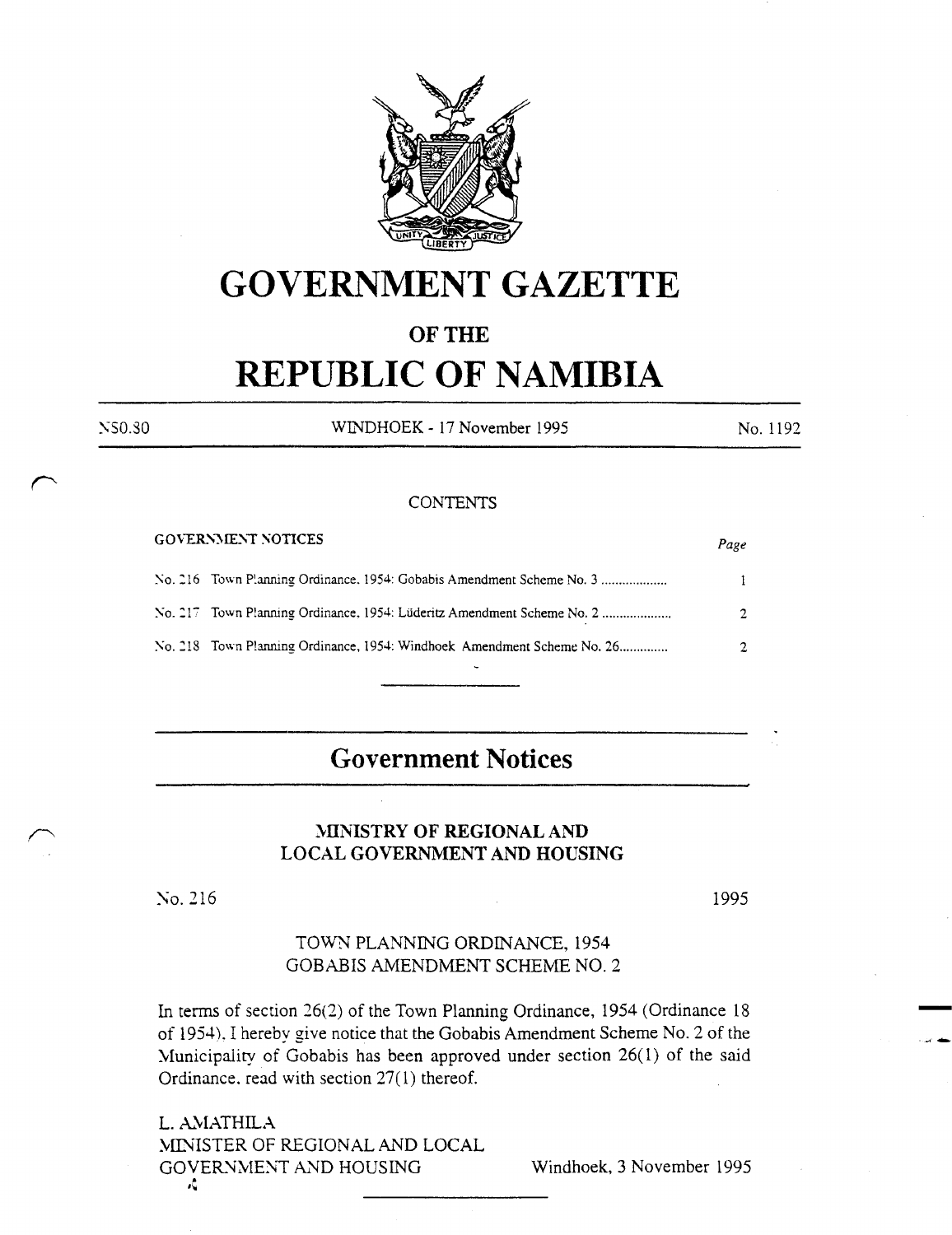# GOVERNMENT GAZETTE

## OF THE

# REPUBLIC OF NAMIBIA

N$0.80 | WINDHOEK - 17 November 1995 | No. 1192

CONTENTS

GOVERNMENT NOTICES

| | | Page |
|---|---|---|
| No. 216 | Town Planning Ordinance, 1954: Gobabis Amendment Scheme No. 3 .................. | 1 |
| No. 217 | Town Planning Ordinance, 1954: Lüderitz Amendment Scheme No. 2 .................. | 2 |
| No. 218 | Town Planning Ordinance, 1954: Windhoek Amendment Scheme No. 26............. | 2 |

---

## Government Notices

### MINISTRY OF REGIONAL AND LOCAL GOVERNMENT AND HOUSING

No. 216 1995

TOWN PLANNING ORDINANCE, 1954
GOBABIS AMENDMENT SCHEME NO. 2

In terms of section 26(2) of the Town Planning Ordinance, 1954 (Ordinance 18 of 1954), I hereby give notice that the Gobabis Amendment Scheme No. 2 of the Municipality of Gobabis has been approved under section 26(1) of the said Ordinance, read with section 27(1) thereof.

L. AMATHILA
MINISTER OF REGIONAL AND LOCAL
GOVERNMENT AND HOUSING

Windhoek, 3 November 1995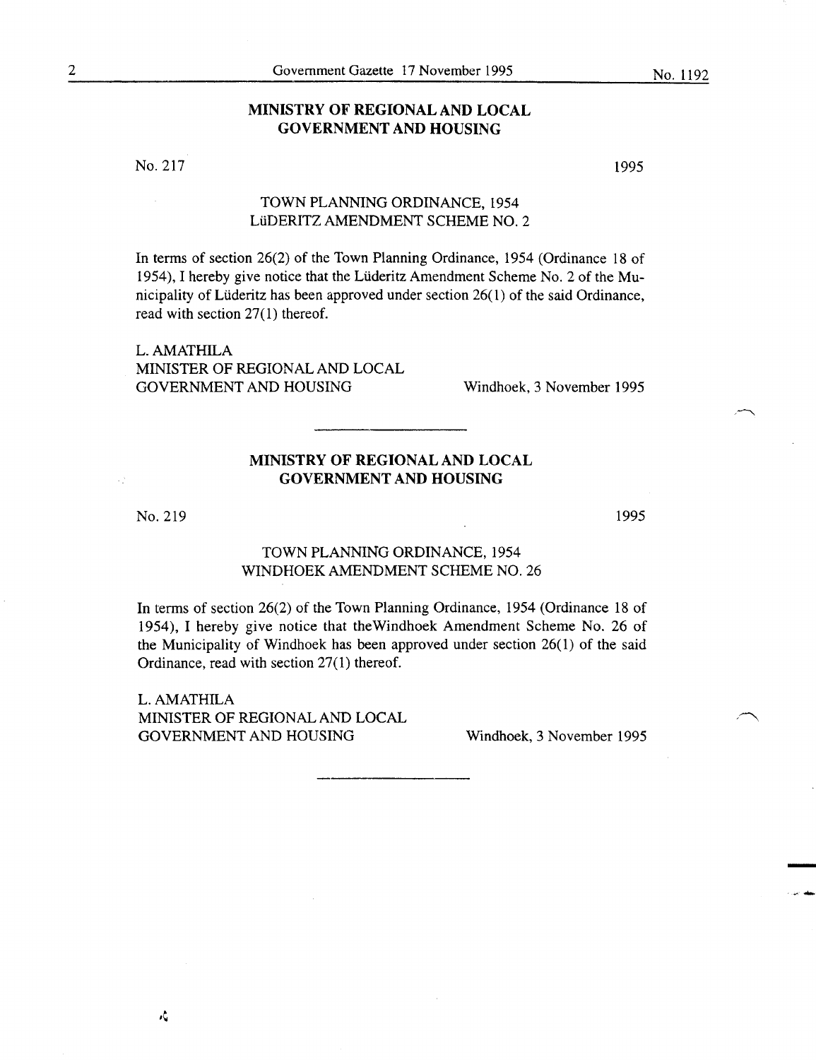## MINISTRY OF REGIONAL AND LOCAL GOVERNMENT AND HOUSING

No. 217 1995

TOWN PLANNING ORDINANCE, 1954
LüDERITZ AMENDMENT SCHEME NO. 2

In terms of section 26(2) of the Town Planning Ordinance, 1954 (Ordinance 18 of 1954), I hereby give notice that the Lüderitz Amendment Scheme No. 2 of the Municipality of Lüderitz has been approved under section 26(1) of the said Ordinance, read with section 27(1) thereof.

L. AMATHILA
MINISTER OF REGIONAL AND LOCAL
GOVERNMENT AND HOUSING

Windhoek, 3 November 1995

---

## MINISTRY OF REGIONAL AND LOCAL GOVERNMENT AND HOUSING

No. 219 1995

TOWN PLANNING ORDINANCE, 1954
WINDHOEK AMENDMENT SCHEME NO. 26

In terms of section 26(2) of the Town Planning Ordinance, 1954 (Ordinance 18 of 1954), I hereby give notice that theWindhoek Amendment Scheme No. 26 of the Municipality of Windhoek has been approved under section 26(1) of the said Ordinance, read with section 27(1) thereof.

L. AMATHILA
MINISTER OF REGIONAL AND LOCAL
GOVERNMENT AND HOUSING

Windhoek, 3 November 1995

---